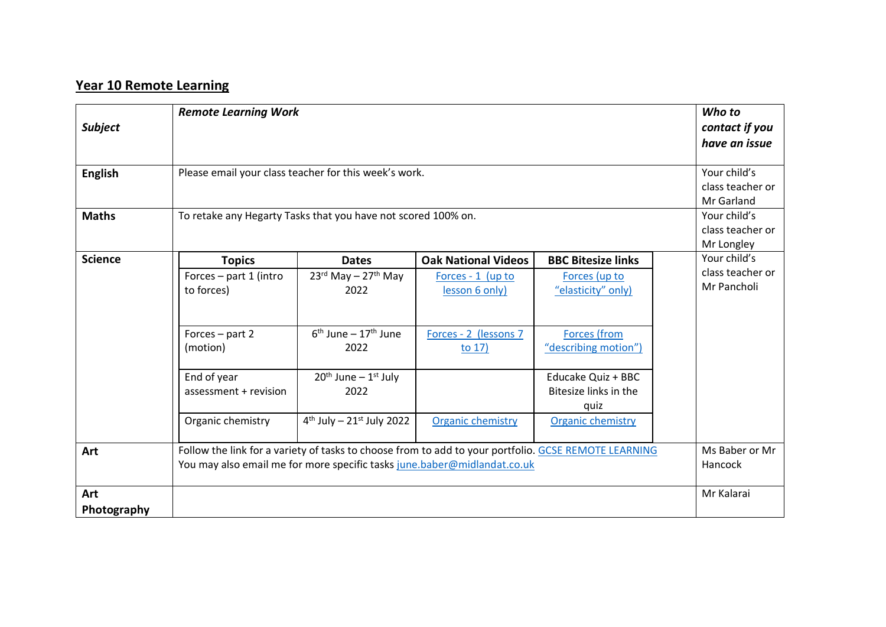## Year 10 Remote Learning

| ***Subject*** | ***Remote Learning Work*** | ***Who to contact if you have an issue*** |
|---|---|---|
| **English** | Please email your class teacher for this week's work. | Your child's class teacher or Mr Garland |
| **Maths** | To retake any Hegarty Tasks that you have not scored 100% on. | Your child's class teacher or Mr Longley |
| **Science** | See science table below | Your child's class teacher or Mr Pancholi |
| **Art** | Follow the link for a variety of tasks to choose from to add to your portfolio. GCSE REMOTE LEARNING<br>You may also email me for more specific tasks june.baber@midlandat.co.uk | Ms Baber or Mr Hancock |
| **Art Photography** | | Mr Kalarai |

**Science**

| Topics | Dates | Oak National Videos | BBC Bitesize links |
|---|---|---|---|
| Forces – part 1 (intro to forces) | 23rd May – 27th May 2022 | Forces - 1 (up to lesson 6 only) | Forces (up to "elasticity" only) |
| Forces – part 2 (motion) | 6th June – 17th June 2022 | Forces - 2 (lessons 7 to 17) | Forces (from "describing motion") |
| End of year assessment + revision | 20th June – 1st July 2022 | | Educake Quiz + BBC Bitesize links in the quiz |
| Organic chemistry | 4th July – 21st July 2022 | Organic chemistry | Organic chemistry |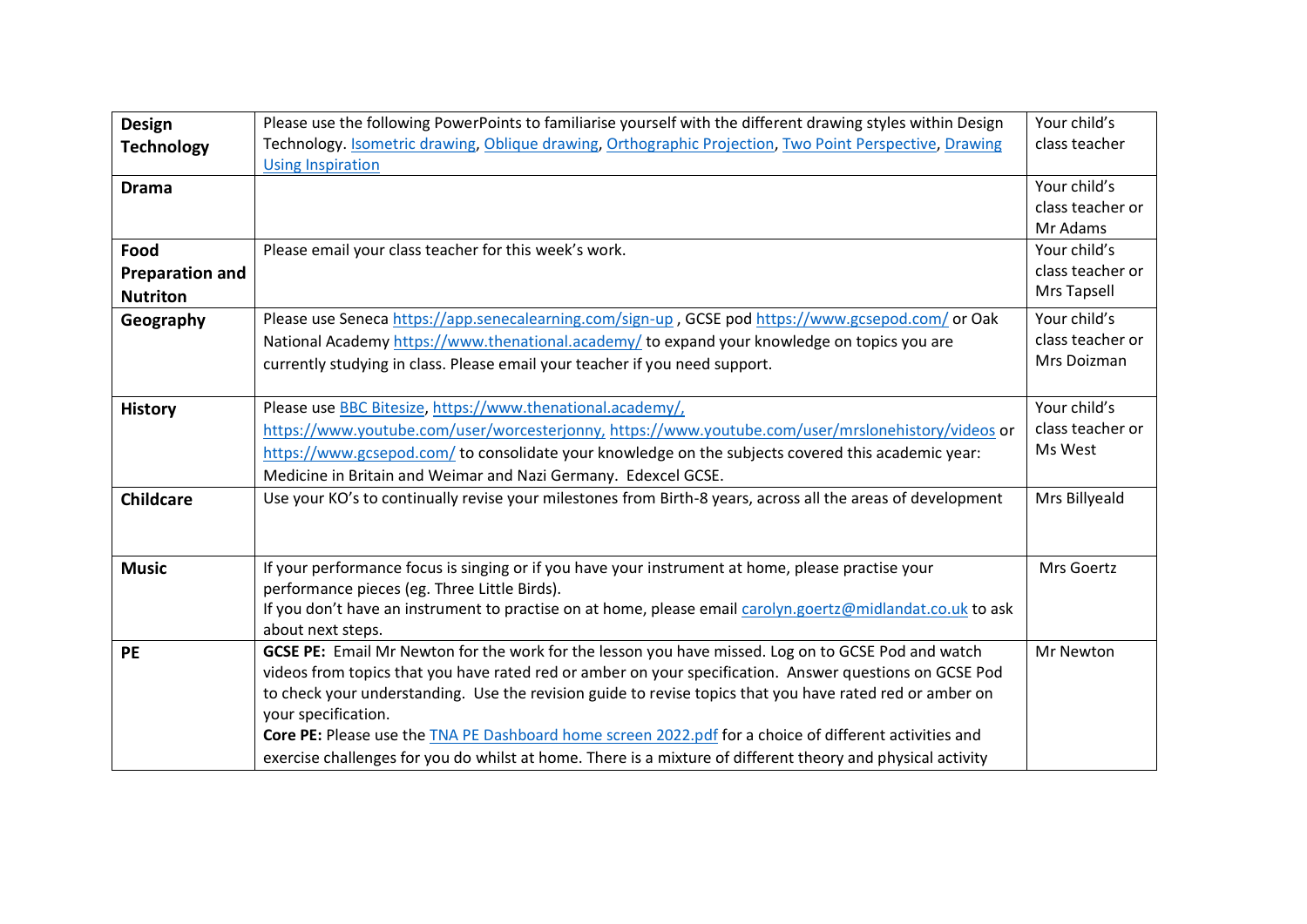| | | |
|---|---|---|
| **Design Technology** | Please use the following PowerPoints to familiarise yourself with the different drawing styles within Design Technology. Isometric drawing, Oblique drawing, Orthographic Projection, Two Point Perspective, Drawing Using Inspiration | Your child's class teacher |
| **Drama** | | Your child's class teacher or Mr Adams |
| **Food Preparation and Nutriton** | Please email your class teacher for this week's work. | Your child's class teacher or Mrs Tapsell |
| **Geography** | Please use Seneca https://app.senecalearning.com/sign-up , GCSE pod https://www.gcsepod.com/ or Oak National Academy https://www.thenational.academy/ to expand your knowledge on topics you are currently studying in class. Please email your teacher if you need support. | Your child's class teacher or Mrs Doizman |
| **History** | Please use BBC Bitesize, https://www.thenational.academy/, https://www.youtube.com/user/worcesterjonny, https://www.youtube.com/user/mrslonehistory/videos or https://www.gcsepod.com/ to consolidate your knowledge on the subjects covered this academic year: Medicine in Britain and Weimar and Nazi Germany. Edexcel GCSE. | Your child's class teacher or Ms West |
| **Childcare** | Use your KO's to continually revise your milestones from Birth-8 years, across all the areas of development | Mrs Billyeald |
| **Music** | If your performance focus is singing or if you have your instrument at home, please practise your performance pieces (eg. Three Little Birds).<br>If you don't have an instrument to practise on at home, please email carolyn.goertz@midlandat.co.uk to ask about next steps. | Mrs Goertz |
| **PE** | **GCSE PE:** Email Mr Newton for the work for the lesson you have missed. Log on to GCSE Pod and watch videos from topics that you have rated red or amber on your specification. Answer questions on GCSE Pod to check your understanding. Use the revision guide to revise topics that you have rated red or amber on your specification.<br>**Core PE:** Please use the TNA PE Dashboard home screen 2022.pdf for a choice of different activities and exercise challenges for you do whilst at home. There is a mixture of different theory and physical activity | Mr Newton |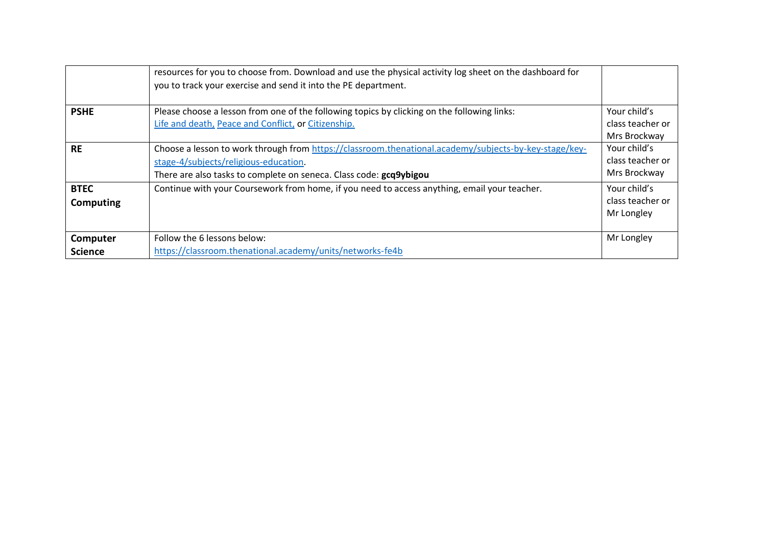| | | |
|---|---|---|
| | resources for you to choose from. Download and use the physical activity log sheet on the dashboard for you to track your exercise and send it into the PE department. | |
| **PSHE** | Please choose a lesson from one of the following topics by clicking on the following links: Life and death, Peace and Conflict, or Citizenship. | Your child's class teacher or Mrs Brockway |
| **RE** | Choose a lesson to work through from https://classroom.thenational.academy/subjects-by-key-stage/key-stage-4/subjects/religious-education. There are also tasks to complete on seneca. Class code: **gcq9ybigou** | Your child's class teacher or Mrs Brockway |
| **BTEC Computing** | Continue with your Coursework from home, if you need to access anything, email your teacher. | Your child's class teacher or Mr Longley |
| **Computer Science** | Follow the 6 lessons below: https://classroom.thenational.academy/units/networks-fe4b | Mr Longley |